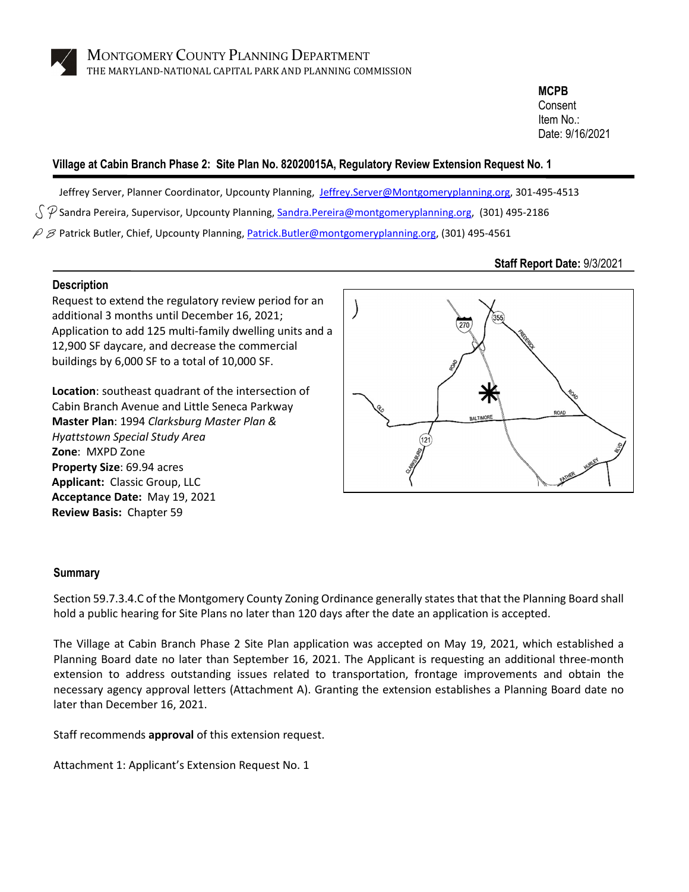MONTGOMERY COUNTY PLANNING DEPARTMENT
THE MARYLAND-NATIONAL CAPITAL PARK AND PLANNING COMMISSION

**MCPB**
Consent
Item No.:
Date: 9/16/2021

## Village at Cabin Branch Phase 2: Site Plan No. 82020015A, Regulatory Review Extension Request No. 1

Jeffrey Server, Planner Coordinator, Upcounty Planning, Jeffrey.Server@Montgomeryplanning.org, 301-495-4513

SP Sandra Pereira, Supervisor, Upcounty Planning, Sandra.Pereira@montgomeryplanning.org, (301) 495-2186

PB Patrick Butler, Chief, Upcounty Planning, Patrick.Butler@montgomeryplanning.org, (301) 495-4561

**Staff Report Date:** 9/3/2021

### Description

Request to extend the regulatory review period for an additional 3 months until December 16, 2021; Application to add 125 multi-family dwelling units and a 12,900 SF daycare, and decrease the commercial buildings by 6,000 SF to a total of 10,000 SF.

**Location**: southeast quadrant of the intersection of Cabin Branch Avenue and Little Seneca Parkway
**Master Plan**: 1994 *Clarksburg Master Plan & Hyattstown Special Study Area*
**Zone**: MXPD Zone
**Property Size**: 69.94 acres
**Applicant:** Classic Group, LLC
**Acceptance Date:** May 19, 2021
**Review Basis:** Chapter 59

### Summary

Section 59.7.3.4.C of the Montgomery County Zoning Ordinance generally states that that the Planning Board shall hold a public hearing for Site Plans no later than 120 days after the date an application is accepted.

The Village at Cabin Branch Phase 2 Site Plan application was accepted on May 19, 2021, which established a Planning Board date no later than September 16, 2021. The Applicant is requesting an additional three-month extension to address outstanding issues related to transportation, frontage improvements and obtain the necessary agency approval letters (Attachment A). Granting the extension establishes a Planning Board date no later than December 16, 2021.

Staff recommends **approval** of this extension request.

Attachment 1: Applicant's Extension Request No. 1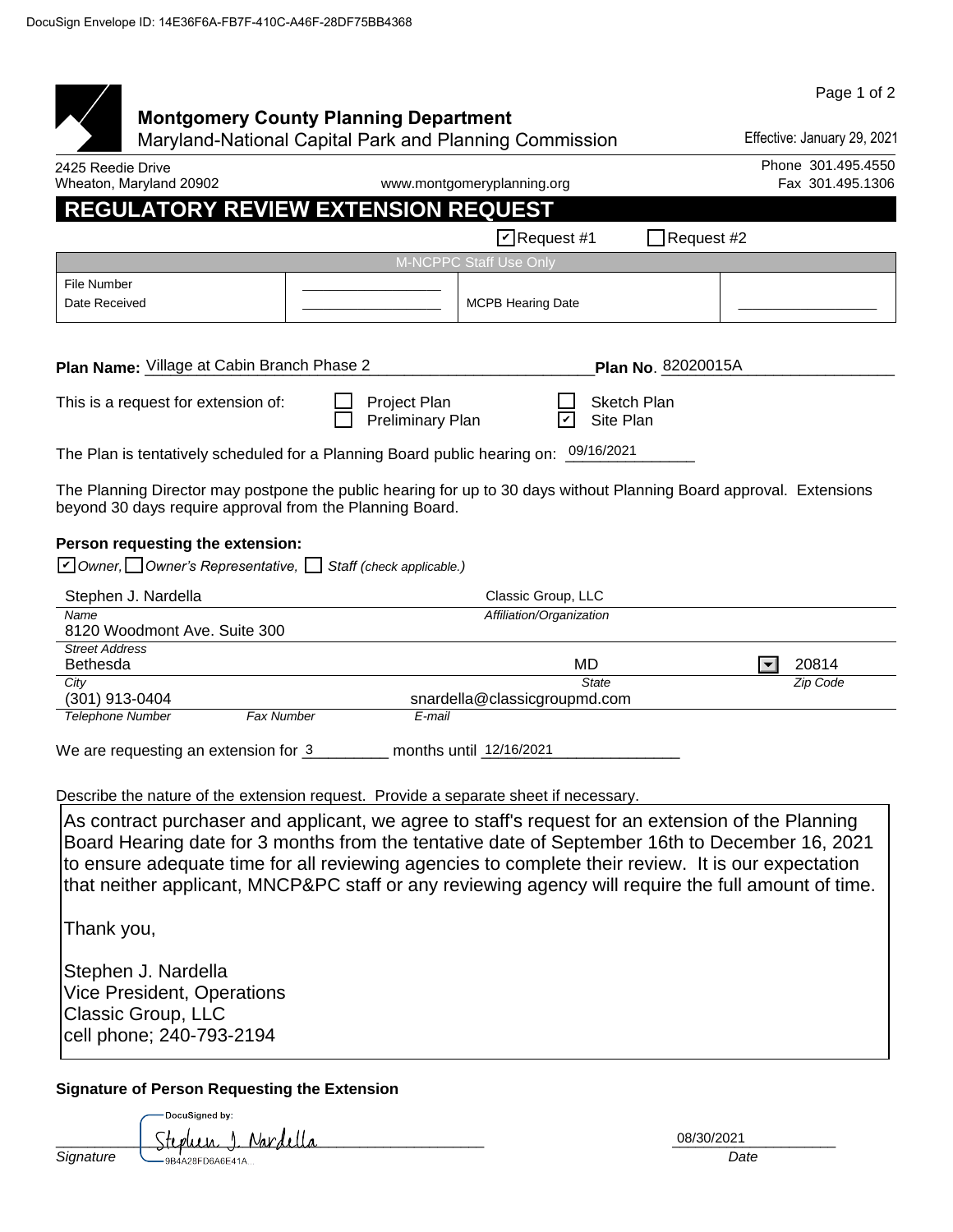DocuSign Envelope ID: 14E36F6A-FB7F-410C-A46F-28DF75BB4368

**Montgomery County Planning Department**
Maryland-National Capital Park and Planning Commission

Effective: January 29, 2021

2425 Reedie Drive
Wheaton, Maryland 20902

www.montgomeryplanning.org

Phone 301.495.4550
Fax 301.495.1306

# REGULATORY REVIEW EXTENSION REQUEST

☑ Request #1 ☐ Request #2

| M-NCPPC Staff Use Only | | | |
|---|---|---|---|
| File Number | ________ | | |
| Date Received | ________ | MCPB Hearing Date | ________ |

**Plan Name:** Village at Cabin Branch Phase 2 **Plan No**. 82020015A

This is a request for extension of: ☐ Project Plan ☐ Preliminary Plan ☐ Sketch Plan ☑ Site Plan

The Plan is tentatively scheduled for a Planning Board public hearing on: 09/16/2021

The Planning Director may postpone the public hearing for up to 30 days without Planning Board approval. Extensions beyond 30 days require approval from the Planning Board.

**Person requesting the extension:**

☑ *Owner,* ☐ *Owner's Representative,* ☐ *Staff (check applicable.)*

| | | |
|---|---|---|
| Stephen J. Nardella | Classic Group, LLC | |
| *Name* | *Affiliation/Organization* | |
| 8120 Woodmont Ave. Suite 300 | | |
| *Street Address* | | |
| Bethesda | MD | 20814 |
| *City* | *State* | *Zip Code* |
| (301) 913-0404 | snardella@classicgroupmd.com | |
| *Telephone Number* *Fax Number* | *E-mail* | |

We are requesting an extension for 3 months until 12/16/2021

Describe the nature of the extension request. Provide a separate sheet if necessary.

As contract purchaser and applicant, we agree to staff's request for an extension of the Planning Board Hearing date for 3 months from the tentative date of September 16th to December 16, 2021 to ensure adequate time for all reviewing agencies to complete their review. It is our expectation that neither applicant, MNCP&PC staff or any reviewing agency will require the full amount of time.

Thank you,

Stephen J. Nardella
Vice President, Operations
Classic Group, LLC
cell phone; 240-793-2194

**Signature of Person Requesting the Extension**

DocuSigned by: Stephen J. Nardella
9B4A28FD6A6E41A...

*Signature*

08/30/2021
*Date*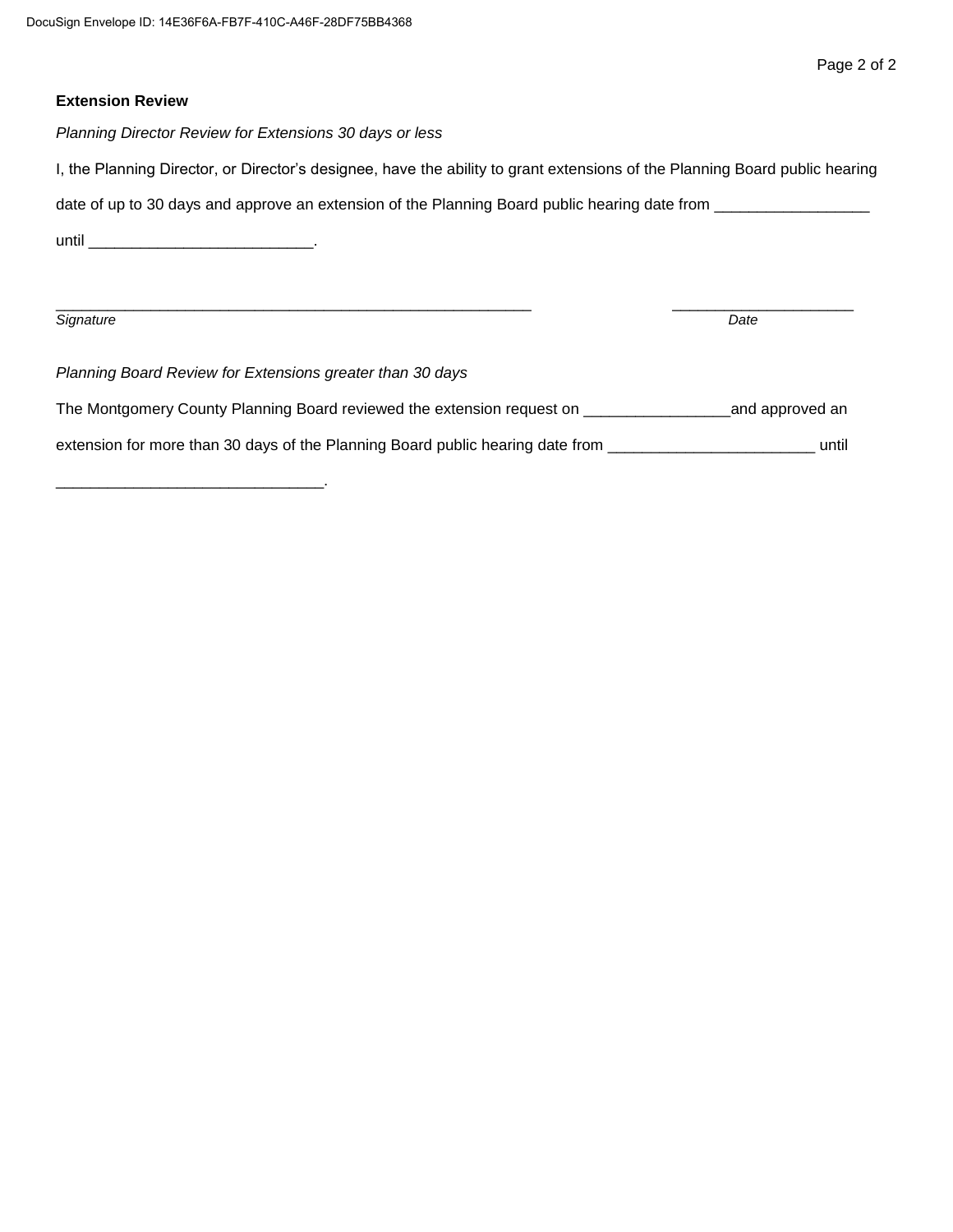**Extension Review**

*Planning Director Review for Extensions 30 days or less*

I, the Planning Director, or Director's designee, have the ability to grant extensions of the Planning Board public hearing date of up to 30 days and approve an extension of the Planning Board public hearing date from __________________ until __________________________.

_________________________________________________________ _____________________

*Signature* *Date*

*Planning Board Review for Extensions greater than 30 days*

The Montgomery County Planning Board reviewed the extension request on _________________and approved an extension for more than 30 days of the Planning Board public hearing date from ________________________ until _______________________________.